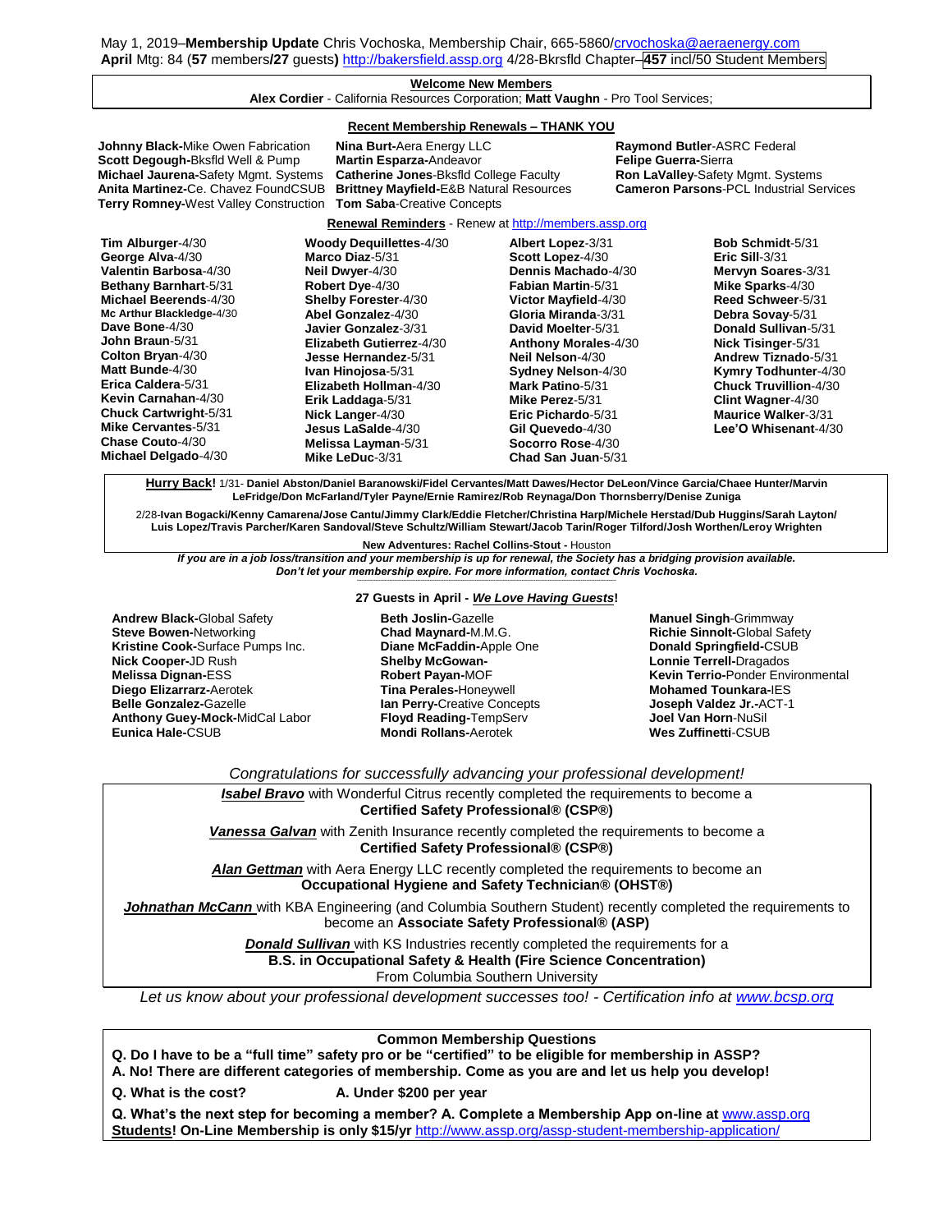May 1, 2019–**Membership Update** Chris Vochoska, Membership Chair, 665-5860/crvochoska@aeraenergy.com
**April** Mtg: 84 (**57** members**/27** guests**)** http://bakersfield.assp.org 4/28-Bkrsfld Chapter–**457** incl/50 Student Members

## Welcome New Members

**Alex Cordier** - California Resources Corporation; **Matt Vaughn** - Pro Tool Services;

## Recent Membership Renewals – THANK YOU

**Johnny Black-**Mike Owen Fabrication
**Scott Degough-**Bksfld Well & Pump
**Michael Jaurena-**Safety Mgmt. Systems
**Anita Martinez-**Ce. Chavez FoundCSUB
**Terry Romney-**West Valley Construction
**Nina Burt-**Aera Energy LLC
**Martin Esparza-**Andeavor
**Catherine Jones**-Bksfld College Faculty
**Brittney Mayfield-**E&B Natural Resources
**Tom Saba**-Creative Concepts
**Raymond Butler**-ASRC Federal
**Felipe Guerra-**Sierra
**Ron LaValley**-Safety Mgmt. Systems
**Cameron Parsons**-PCL Industrial Services

## Renewal Reminders - Renew at http://members.assp.org

**Tim Alburger**-4/30
**George Alva**-4/30
**Valentin Barbosa**-4/30
**Bethany Barnhart**-5/31
**Michael Beerends**-4/30
**Mc Arthur Blackledge**-4/30
**Dave Bone**-4/30
**John Braun**-5/31
**Colton Bryan**-4/30
**Matt Bunde**-4/30
**Erica Caldera**-5/31
**Kevin Carnahan**-4/30
**Chuck Cartwright**-5/31
**Mike Cervantes**-5/31
**Chase Couto**-4/30
**Michael Delgado**-4/30
**Woody Dequillettes**-4/30
**Marco Diaz**-5/31
**Neil Dwyer**-4/30
**Robert Dye**-4/30
**Shelby Forester**-4/30
**Abel Gonzalez**-4/30
**Javier Gonzalez**-3/31
**Elizabeth Gutierrez**-4/30
**Jesse Hernandez**-5/31
**Ivan Hinojosa**-5/31
**Elizabeth Hollman**-4/30
**Erik Laddaga**-5/31
**Nick Langer**-4/30
**Jesus LaSalde**-4/30
**Melissa Layman**-5/31
**Mike LeDuc**-3/31
**Albert Lopez**-3/31
**Scott Lopez**-4/30
**Dennis Machado**-4/30
**Fabian Martin**-5/31
**Victor Mayfield**-4/30
**Gloria Miranda**-3/31
**David Moelter**-5/31
**Anthony Morales**-4/30
**Neil Nelson**-4/30
**Sydney Nelson**-4/30
**Mark Patino**-5/31
**Mike Perez**-5/31
**Eric Pichardo**-5/31
**Gil Quevedo**-4/30
**Socorro Rose**-4/30
**Chad San Juan**-5/31
**Bob Schmidt**-5/31
**Eric Sill**-3/31
**Mervyn Soares**-3/31
**Mike Sparks**-4/30
**Reed Schweer**-5/31
**Debra Sovay**-5/31
**Donald Sullivan**-5/31
**Nick Tisinger**-5/31
**Andrew Tiznado**-5/31
**Kymry Todhunter**-4/30
**Chuck Truvillion**-4/30
**Clint Wagner**-4/30
**Maurice Walker**-3/31
**Lee'O Whisenant**-4/30

**Hurry Back!** 1/31- **Daniel Abston/Daniel Baranowski/Fidel Cervantes/Matt Dawes/Hector DeLeon/Vince Garcia/Chaee Hunter/Marvin LeFridge/Don McFarland/Tyler Payne/Ernie Ramirez/Rob Reynaga/Don Thornsberry/Denise Zuniga**

2/28-**Ivan Bogacki/Kenny Camarena/Jose Cantu/Jimmy Clark/Eddie Fletcher/Christina Harp/Michele Herstad/Dub Huggins/Sarah Layton/ Luis Lopez/Travis Parcher/Karen Sandoval/Steve Schultz/William Stewart/Jacob Tarin/Roger Tilford/Josh Worthen/Leroy Wrighten**

**New Adventures: Rachel Collins-Stout -** Houston

***If you are in a job loss/transition and your membership is up for renewal, the Society has a bridging provision available. Don't let your membership expire. For more information, contact Chris Vochoska.***

## 27 Guests in April - *We Love Having Guests*!

**Andrew Black-**Global Safety
**Steve Bowen-**Networking
**Kristine Cook-**Surface Pumps Inc.
**Nick Cooper-**JD Rush
**Melissa Dignan-**ESS
**Diego Elizarrarz-**Aerotek
**Belle Gonzalez-**Gazelle
**Anthony Guey-Mock-**MidCal Labor
**Eunica Hale-**CSUB
**Beth Joslin-**Gazelle
**Chad Maynard-**M.M.G.
**Diane McFaddin-**Apple One
**Shelby McGowan-**
**Robert Payan-**MOF
**Tina Perales-**Honeywell
**Ian Perry-**Creative Concepts
**Floyd Reading-**TempServ
**Mondi Rollans-**Aerotek
**Manuel Singh**-Grimmway
**Richie Sinnolt-**Global Safety
**Donald Springfield-**CSUB
**Lonnie Terrell-**Dragados
**Kevin Terrio-**Ponder Environmental
**Mohamed Tounkara-**IES
**Joseph Valdez Jr.-**ACT-1
**Joel Van Horn**-NuSil
**Wes Zuffinetti**-CSUB

*Congratulations for successfully advancing your professional development!*

***Isabel Bravo*** with Wonderful Citrus recently completed the requirements to become a **Certified Safety Professional® (CSP®)**

***Vanessa Galvan*** with Zenith Insurance recently completed the requirements to become a **Certified Safety Professional® (CSP®)**

***Alan Gettman*** with Aera Energy LLC recently completed the requirements to become an **Occupational Hygiene and Safety Technician® (OHST®)**

***Johnathan McCann*** with KBA Engineering (and Columbia Southern Student) recently completed the requirements to become an **Associate Safety Professional® (ASP)**

***Donald Sullivan*** with KS Industries recently completed the requirements for a **B.S. in Occupational Safety & Health (Fire Science Concentration)** From Columbia Southern University

*Let us know about your professional development successes too! - Certification info at www.bcsp.org*

## Common Membership Questions

**Q. Do I have to be a "full time" safety pro or be "certified" to be eligible for membership in ASSP?**
**A. No! There are different categories of membership. Come as you are and let us help you develop!**

**Q. What is the cost?** **A. Under $200 per year**

**Q. What's the next step for becoming a member? A. Complete a Membership App on-line at** www.assp.org
**Students! On-Line Membership is only $15/yr** http://www.assp.org/assp-student-membership-application/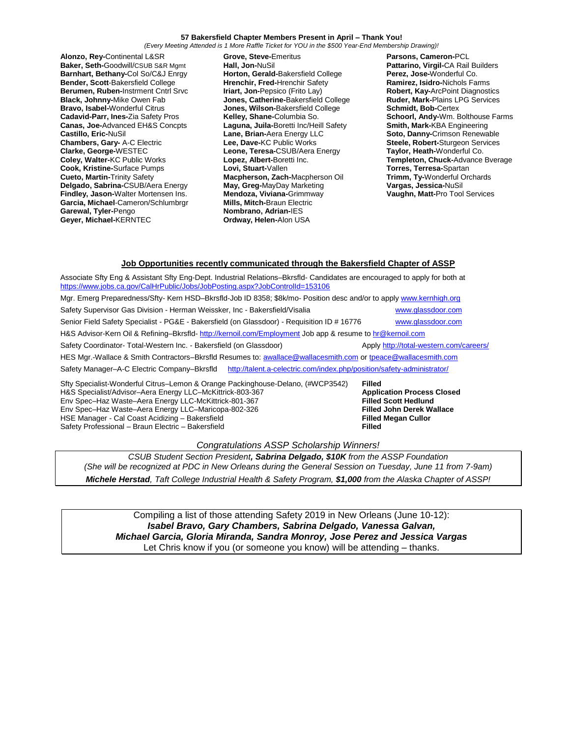**57 Bakersfield Chapter Members Present in April – Thank You!**

*(Every Meeting Attended is 1 More Raffle Ticket for YOU in the $500 Year-End Membership Drawing)!*

**Alonzo, Rey-**Continental L&SR
**Baker, Seth-**Goodwill/CSUB S&R Mgmt
**Barnhart, Bethany-**Col So/C&J Enrgy
**Bender, Scott**-Bakersfield College
**Berumen, Ruben-**Instrment Cntrl Srvc
**Black, Johnny-**Mike Owen Fab
**Bravo, Isabel-**Wonderful Citrus
**Cadavid-Parr, Ines-**Zia Safety Pros
**Canas, Joe-**Advanced EH&S Concpts
**Castillo, Eric-**NuSil
**Chambers, Gary-** A-C Electric
**Clarke, George-**WESTEC
**Coley, Walter-**KC Public Works
**Cook, Kristine-**Surface Pumps
**Cueto, Martin-**Trinity Safety
**Delgado, Sabrina-**CSUB/Aera Energy
**Findley, Jason-**Walter Mortensen Ins.
**Garcia, Michael**-Cameron/Schlumbrgr
**Garewal, Tyler-**Pengo
**Geyer, Michael-**KERNTEC
**Grove, Steve-**Emeritus
**Hall, Jon-**NuSil
**Horton, Gerald-**Bakersfield College
**Hrenchir, Fred-**Hrenchir Safety
**Iriart, Jon-**Pepsico (Frito Lay)
**Jones, Catherine-**Bakersfield College
**Jones, Wilson-**Bakersfield College
**Kelley, Shane-**Columbia So.
**Laguna, Juila-**Boretti Inc/Heill Safety
**Lane, Brian-**Aera Energy LLC
**Lee, Dave-**KC Public Works
**Leone, Teresa-**CSUB/Aera Energy
**Lopez, Albert-**Boretti Inc.
**Lovi, Stuart-**Vallen
**Macpherson, Zach-**Macpherson Oil
**May, Greg-**MayDay Marketing
**Mendoza, Viviana-**Grimmway
**Mills, Mitch-**Braun Electric
**Nombrano, Adrian-**IES
**Ordway, Helen-**Alon USA
**Parsons, Cameron-**PCL
**Pattarino, Virgil-**CA Rail Builders
**Perez, Jose-**Wonderful Co.
**Ramirez, Isidro-**Nichols Farms
**Robert, Kay-**ArcPoint Diagnostics
**Ruder, Mark-**Plains LPG Services
**Schmidt, Bob-**Certex
**Schoorl, Andy-**Wm. Bolthouse Farms
**Smith, Mark-**KBA Engineering
**Soto, Danny-**Crimson Renewable
**Steele, Robert-**Sturgeon Services
**Taylor, Heath-**Wonderful Co.
**Templeton, Chuck-**Advance Bverage
**Torres, Terresa-**Spartan
**Trimm, Ty-**Wonderful Orchards
**Vargas, Jessica-**NuSil
**Vaughn, Matt-**Pro Tool Services

## Job Opportunities recently communicated through the Bakersfield Chapter of ASSP

Associate Sfty Eng & Assistant Sfty Eng-Dept. Industrial Relations–Bkrsfld- Candidates are encouraged to apply for both at https://www.jobs.ca.gov/CalHrPublic/Jobs/JobPosting.aspx?JobControlId=153106

Mgr. Emerg Preparedness/Sfty- Kern HSD–Bkrsfld-Job ID 8358; $8k/mo- Position desc and/or to apply www.kernhigh.org

Safety Supervisor Gas Division - Herman Weissker, Inc - Bakersfield/Visalia www.glassdoor.com

Senior Field Safety Specialist - PG&E - Bakersfield (on Glassdoor) - Requisition ID # 16776 www.glassdoor.com

H&S Advisor-Kern Oil & Refining–Bkrsfld- http://kernoil.com/Employment Job app & resume to hr@kernoil.com

Safety Coordinator- Total-Western Inc. - Bakersfield (on Glassdoor) Apply http://total-western.com/careers/

HES Mgr.-Wallace & Smith Contractors–Bkrsfld Resumes to: awallace@wallacesmith.com or tpeace@wallacesmith.com

Safety Manager–A-C Electric Company–Bkrsfld http://talent.a-celectric.com/index.php/position/safety-administrator/

| | |
|---|---|
| Sfty Specialist-Wonderful Citrus–Lemon & Orange Packinghouse-Delano, (#WCP3542) | **Filled** |
| H&S Specialist/Advisor–Aera Energy LLC–McKittrick-803-367 | **Application Process Closed** |
| Env Spec–Haz Waste–Aera Energy LLC-McKittrick-801-367 | **Filled Scott Hedlund** |
| Env Spec–Haz Waste–Aera Energy LLC–Maricopa-802-326 | **Filled John Derek Wallace** |
| HSE Manager - Cal Coast Acidizing – Bakersfield | **Filled Megan Cullor** |
| Safety Professional – Braun Electric – Bakersfield | **Filled** |

*Congratulations ASSP Scholarship Winners!*

*CSUB Student Section President**, Sabrina Delgado, $10K** from the ASSP Foundation*
*(She will be recognized at PDC in New Orleans during the General Session on Tuesday, June 11 from 7-9am)*
***Michele Herstad**, Taft College Industrial Health & Safety Program, **$1,000** from the Alaska Chapter of ASSP!*

Compiling a list of those attending Safety 2019 in New Orleans (June 10-12):
***Isabel Bravo, Gary Chambers, Sabrina Delgado, Vanessa Galvan, Michael Garcia, Gloria Miranda, Sandra Monroy, Jose Perez and Jessica Vargas***
Let Chris know if you (or someone you know) will be attending – thanks.